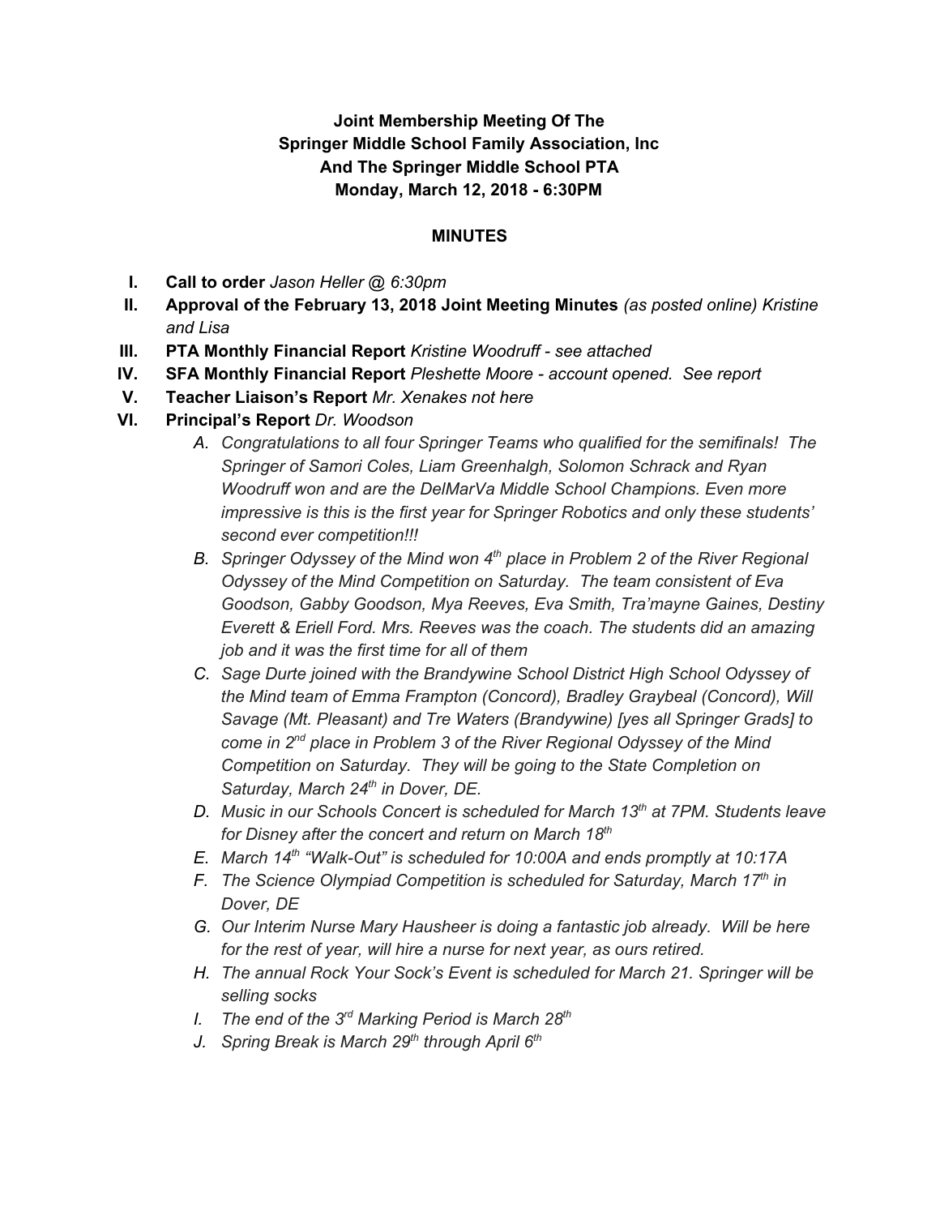**Joint Membership Meeting Of The**
**Springer Middle School Family Association, Inc**
**And The Springer Middle School PTA**
**Monday, March 12, 2018 - 6:30PM**

## MINUTES

I. **Call to order** *Jason Heller @ 6:30pm*

II. **Approval of the February 13, 2018 Joint Meeting Minutes** *(as posted online) Kristine and Lisa*

III. **PTA Monthly Financial Report** *Kristine Woodruff - see attached*

IV. **SFA Monthly Financial Report** *Pleshette Moore - account opened. See report*

V. **Teacher Liaison's Report** *Mr. Xenakes not here*

VI. **Principal's Report** *Dr. Woodson*

   A. *Congratulations to all four Springer Teams who qualified for the semifinals! The Springer of Samori Coles, Liam Greenhalgh, Solomon Schrack and Ryan Woodruff won and are the DelMarVa Middle School Champions. Even more impressive is this is the first year for Springer Robotics and only these students' second ever competition!!!*

   B. *Springer Odyssey of the Mind won 4th place in Problem 2 of the River Regional Odyssey of the Mind Competition on Saturday. The team consistent of Eva Goodson, Gabby Goodson, Mya Reeves, Eva Smith, Tra'mayne Gaines, Destiny Everett & Eriell Ford. Mrs. Reeves was the coach. The students did an amazing job and it was the first time for all of them*

   C. *Sage Durte joined with the Brandywine School District High School Odyssey of the Mind team of Emma Frampton (Concord), Bradley Graybeal (Concord), Will Savage (Mt. Pleasant) and Tre Waters (Brandywine) [yes all Springer Grads] to come in 2nd place in Problem 3 of the River Regional Odyssey of the Mind Competition on Saturday. They will be going to the State Completion on Saturday, March 24th in Dover, DE.*

   D. *Music in our Schools Concert is scheduled for March 13th at 7PM. Students leave for Disney after the concert and return on March 18th*

   E. *March 14th "Walk-Out" is scheduled for 10:00A and ends promptly at 10:17A*

   F. *The Science Olympiad Competition is scheduled for Saturday, March 17th in Dover, DE*

   G. *Our Interim Nurse Mary Hausheer is doing a fantastic job already. Will be here for the rest of year, will hire a nurse for next year, as ours retired.*

   H. *The annual Rock Your Sock's Event is scheduled for March 21. Springer will be selling socks*

   I. *The end of the 3rd Marking Period is March 28th*

   J. *Spring Break is March 29th through April 6th*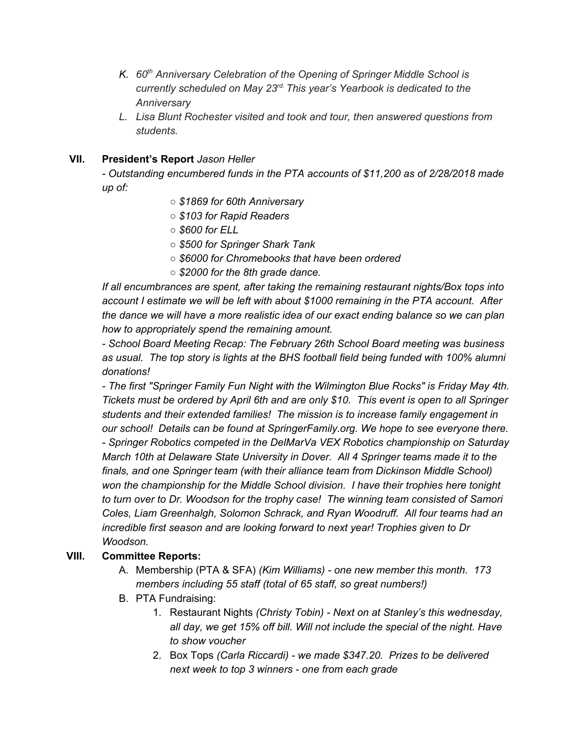K. *60th Anniversary Celebration of the Opening of Springer Middle School is currently scheduled on May 23rd. This year's Yearbook is dedicated to the Anniversary*

L. *Lisa Blunt Rochester visited and took and tour, then answered questions from students.*

## VII. President's Report *Jason Heller*

*- Outstanding encumbered funds in the PTA accounts of $11,200 as of 2/28/2018 made up of:*

- *$1869 for 60th Anniversary*
- *$103 for Rapid Readers*
- *$600 for ELL*
- *$500 for Springer Shark Tank*
- *$6000 for Chromebooks that have been ordered*
- *$2000 for the 8th grade dance.*

*If all encumbrances are spent, after taking the remaining restaurant nights/Box tops into account I estimate we will be left with about $1000 remaining in the PTA account. After the dance we will have a more realistic idea of our exact ending balance so we can plan how to appropriately spend the remaining amount.*

*- School Board Meeting Recap: The February 26th School Board meeting was business as usual. The top story is lights at the BHS football field being funded with 100% alumni donations!*

*- The first "Springer Family Fun Night with the Wilmington Blue Rocks" is Friday May 4th. Tickets must be ordered by April 6th and are only $10. This event is open to all Springer students and their extended families! The mission is to increase family engagement in our school! Details can be found at SpringerFamily.org. We hope to see everyone there.*

*- Springer Robotics competed in the DelMarVa VEX Robotics championship on Saturday March 10th at Delaware State University in Dover. All 4 Springer teams made it to the finals, and one Springer team (with their alliance team from Dickinson Middle School) won the championship for the Middle School division. I have their trophies here tonight to turn over to Dr. Woodson for the trophy case! The winning team consisted of Samori Coles, Liam Greenhalgh, Solomon Schrack, and Ryan Woodruff. All four teams had an incredible first season and are looking forward to next year! Trophies given to Dr Woodson.*

## VIII. Committee Reports:

A. Membership (PTA & SFA) *(Kim Williams) - one new member this month. 173 members including 55 staff (total of 65 staff, so great numbers!)*

B. PTA Fundraising:

1. Restaurant Nights *(Christy Tobin) - Next on at Stanley's this wednesday, all day, we get 15% off bill. Will not include the special of the night. Have to show voucher*
2. Box Tops *(Carla Riccardi) - we made $347.20. Prizes to be delivered next week to top 3 winners - one from each grade*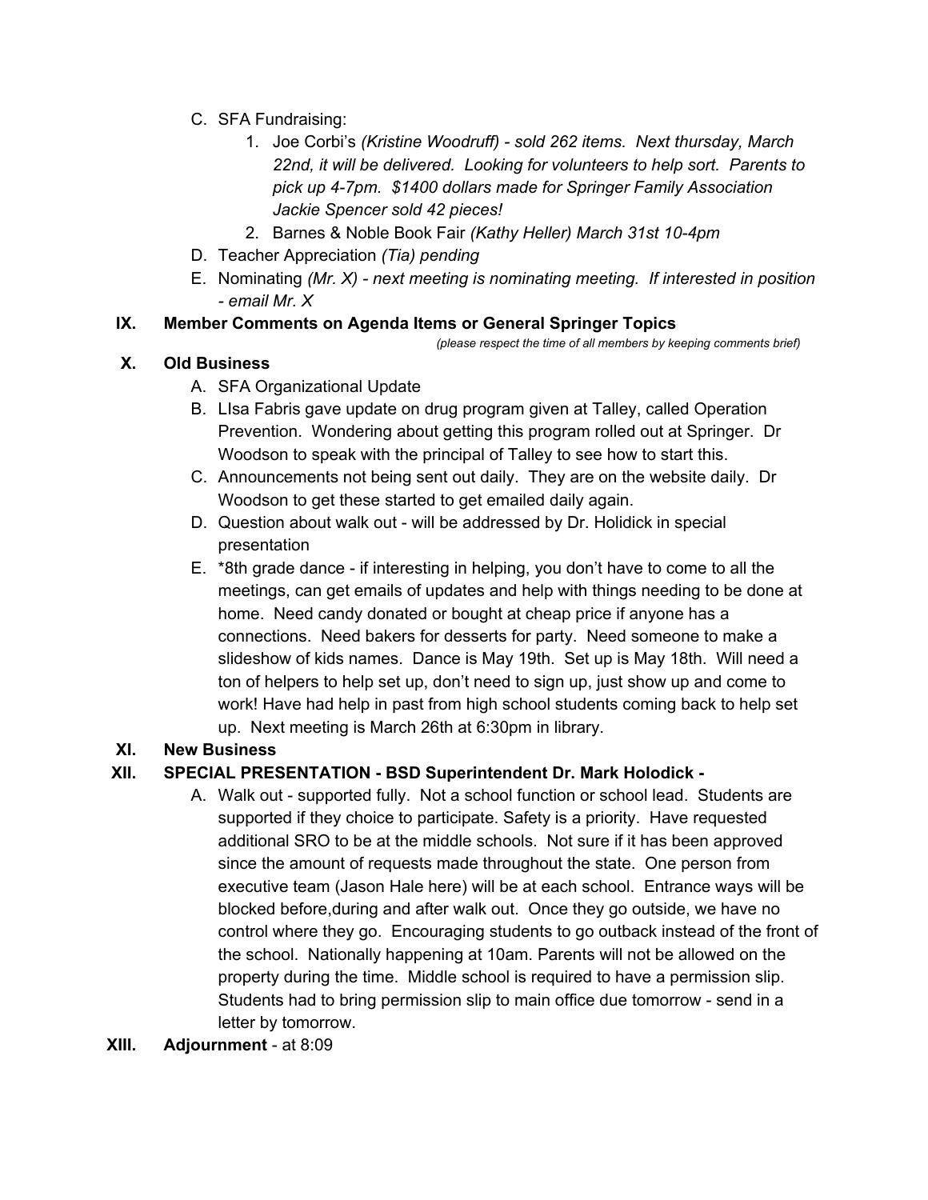C. SFA Fundraising:
    1. Joe Corbi's *(Kristine Woodruff) - sold 262 items. Next thursday, March 22nd, it will be delivered. Looking for volunteers to help sort. Parents to pick up 4-7pm. $1400 dollars made for Springer Family Association Jackie Spencer sold 42 pieces!*
    2. Barnes & Noble Book Fair *(Kathy Heller) March 31st 10-4pm*

D. Teacher Appreciation *(Tia) pending*

E. Nominating *(Mr. X) - next meeting is nominating meeting. If interested in position - email Mr. X*

**IX. Member Comments on Agenda Items or General Springer Topics**

*(please respect the time of all members by keeping comments brief)*

**X. Old Business**

A. SFA Organizational Update

B. LIsa Fabris gave update on drug program given at Talley, called Operation Prevention. Wondering about getting this program rolled out at Springer. Dr Woodson to speak with the principal of Talley to see how to start this.

C. Announcements not being sent out daily. They are on the website daily. Dr Woodson to get these started to get emailed daily again.

D. Question about walk out - will be addressed by Dr. Holidick in special presentation

E. *8th grade dance - if interesting in helping, you don't have to come to all the meetings, can get emails of updates and help with things needing to be done at home. Need candy donated or bought at cheap price if anyone has a connections. Need bakers for desserts for party. Need someone to make a slideshow of kids names. Dance is May 19th. Set up is May 18th. Will need a ton of helpers to help set up, don't need to sign up, just show up and come to work! Have had help in past from high school students coming back to help set up. Next meeting is March 26th at 6:30pm in library.

**XI. New Business**

**XII. SPECIAL PRESENTATION - BSD Superintendent Dr. Mark Holodick -**

A. Walk out - supported fully. Not a school function or school lead. Students are supported if they choice to participate. Safety is a priority. Have requested additional SRO to be at the middle schools. Not sure if it has been approved since the amount of requests made throughout the state. One person from executive team (Jason Hale here) will be at each school. Entrance ways will be blocked before,during and after walk out. Once they go outside, we have no control where they go. Encouraging students to go outback instead of the front of the school. Nationally happening at 10am. Parents will not be allowed on the property during the time. Middle school is required to have a permission slip. Students had to bring permission slip to main office due tomorrow - send in a letter by tomorrow.

**XIII. Adjournment** - at 8:09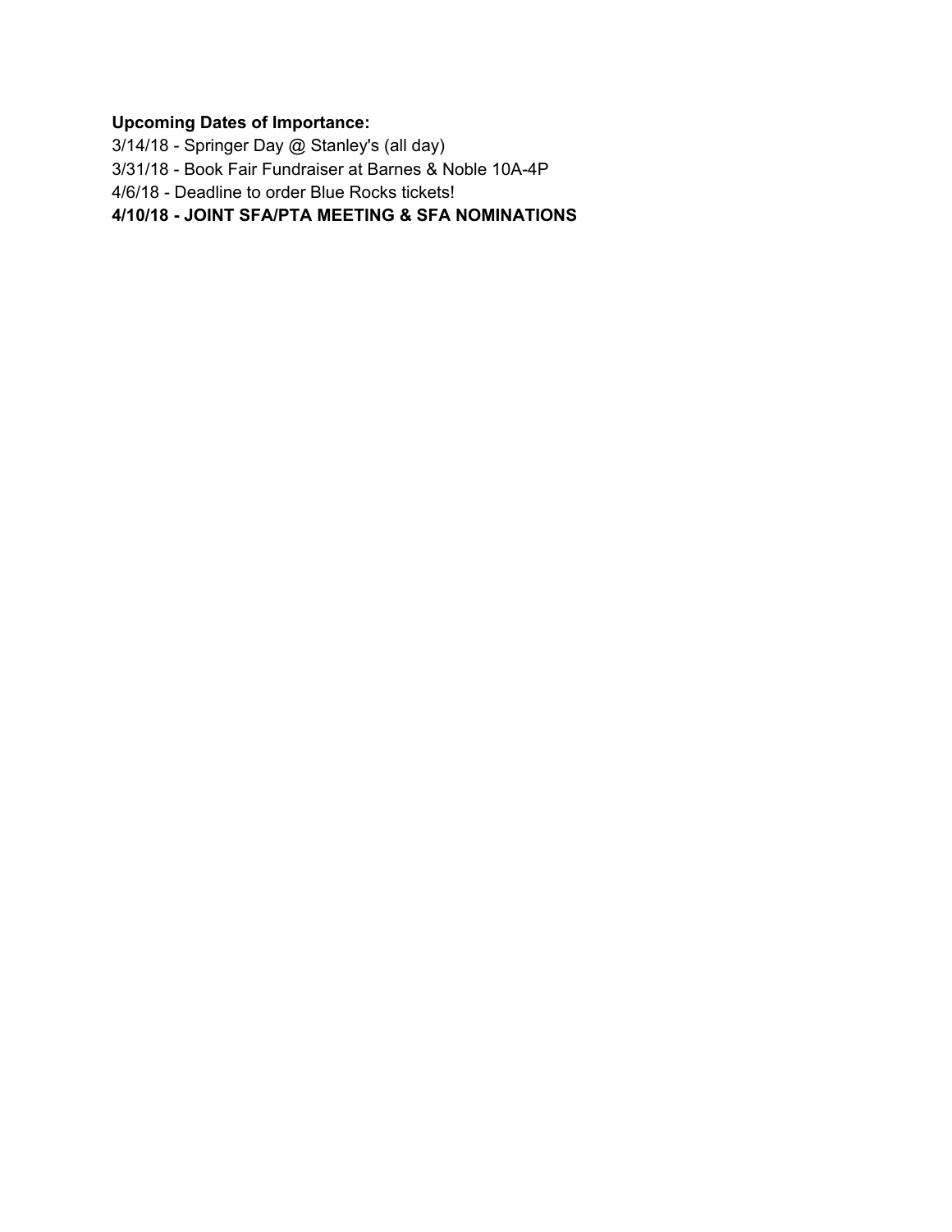**Upcoming Dates of Importance:**

3/14/18 - Springer Day @ Stanley's (all day)
3/31/18 - Book Fair Fundraiser at Barnes & Noble 10A-4P
4/6/18 - Deadline to order Blue Rocks tickets!
**4/10/18 - JOINT SFA/PTA MEETING & SFA NOMINATIONS**